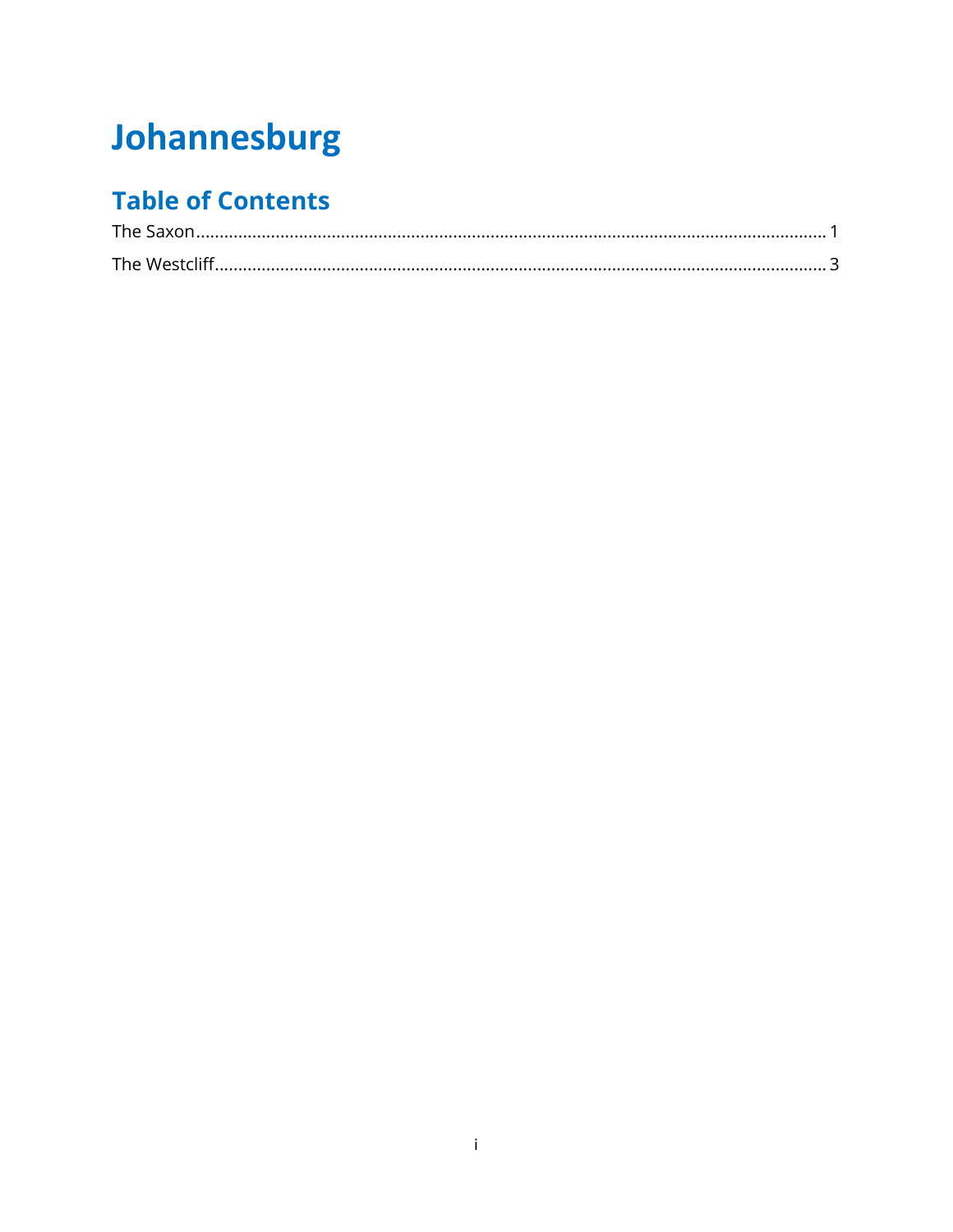# Johannesburg

## Table of Contents

The Saxon.....................................................................................................................................1

The Westcliff..................................................................................................................................3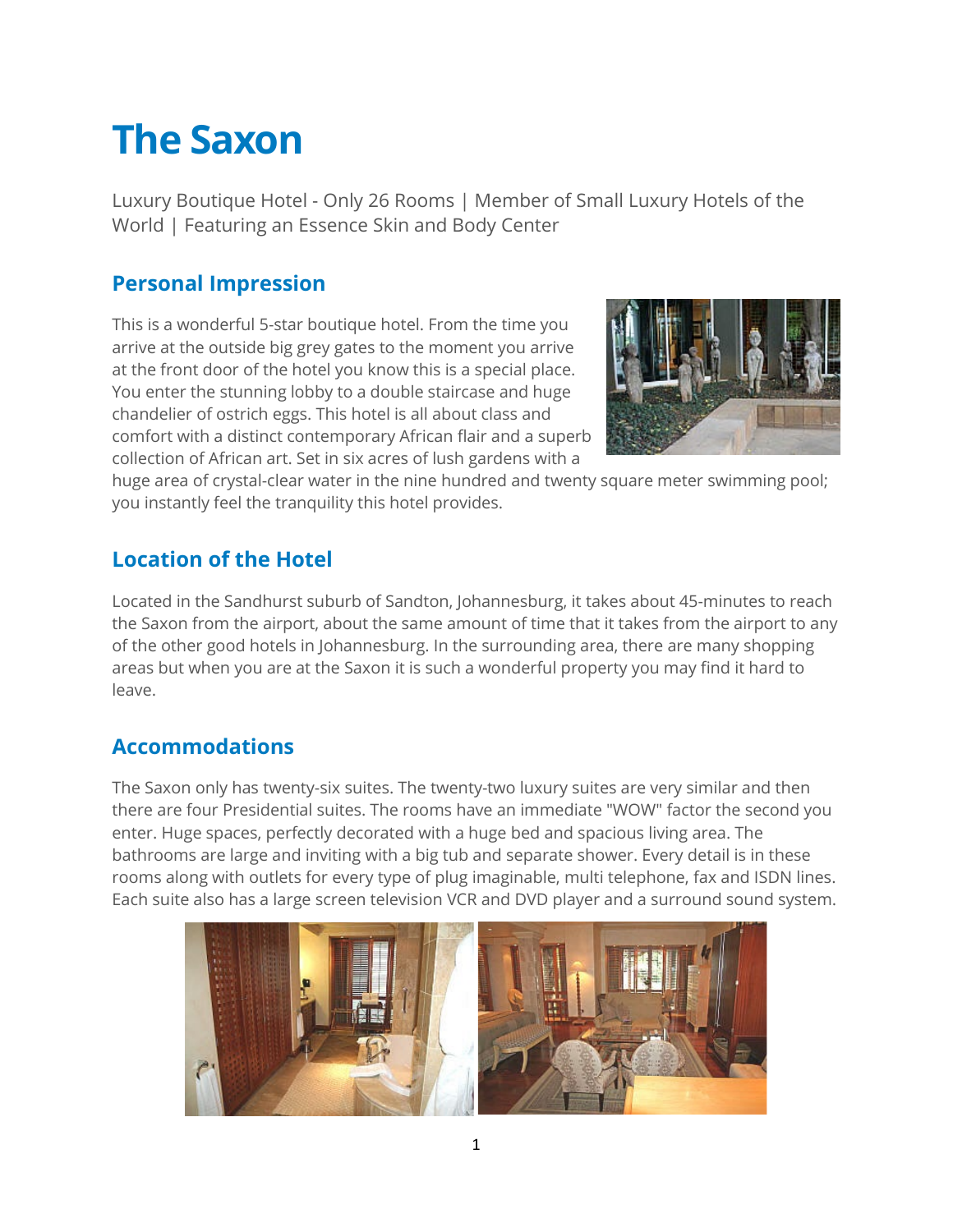# The Saxon

Luxury Boutique Hotel - Only 26 Rooms | Member of Small Luxury Hotels of the World | Featuring an Essence Skin and Body Center

## Personal Impression

This is a wonderful 5-star boutique hotel. From the time you arrive at the outside big grey gates to the moment you arrive at the front door of the hotel you know this is a special place. You enter the stunning lobby to a double staircase and huge chandelier of ostrich eggs. This hotel is all about class and comfort with a distinct contemporary African flair and a superb collection of African art. Set in six acres of lush gardens with a huge area of crystal-clear water in the nine hundred and twenty square meter swimming pool; you instantly feel the tranquility this hotel provides.

## Location of the Hotel

Located in the Sandhurst suburb of Sandton, Johannesburg, it takes about 45-minutes to reach the Saxon from the airport, about the same amount of time that it takes from the airport to any of the other good hotels in Johannesburg. In the surrounding area, there are many shopping areas but when you are at the Saxon it is such a wonderful property you may find it hard to leave.

## Accommodations

The Saxon only has twenty-six suites. The twenty-two luxury suites are very similar and then there are four Presidential suites. The rooms have an immediate "WOW" factor the second you enter. Huge spaces, perfectly decorated with a huge bed and spacious living area. The bathrooms are large and inviting with a big tub and separate shower. Every detail is in these rooms along with outlets for every type of plug imaginable, multi telephone, fax and ISDN lines. Each suite also has a large screen television VCR and DVD player and a surround sound system.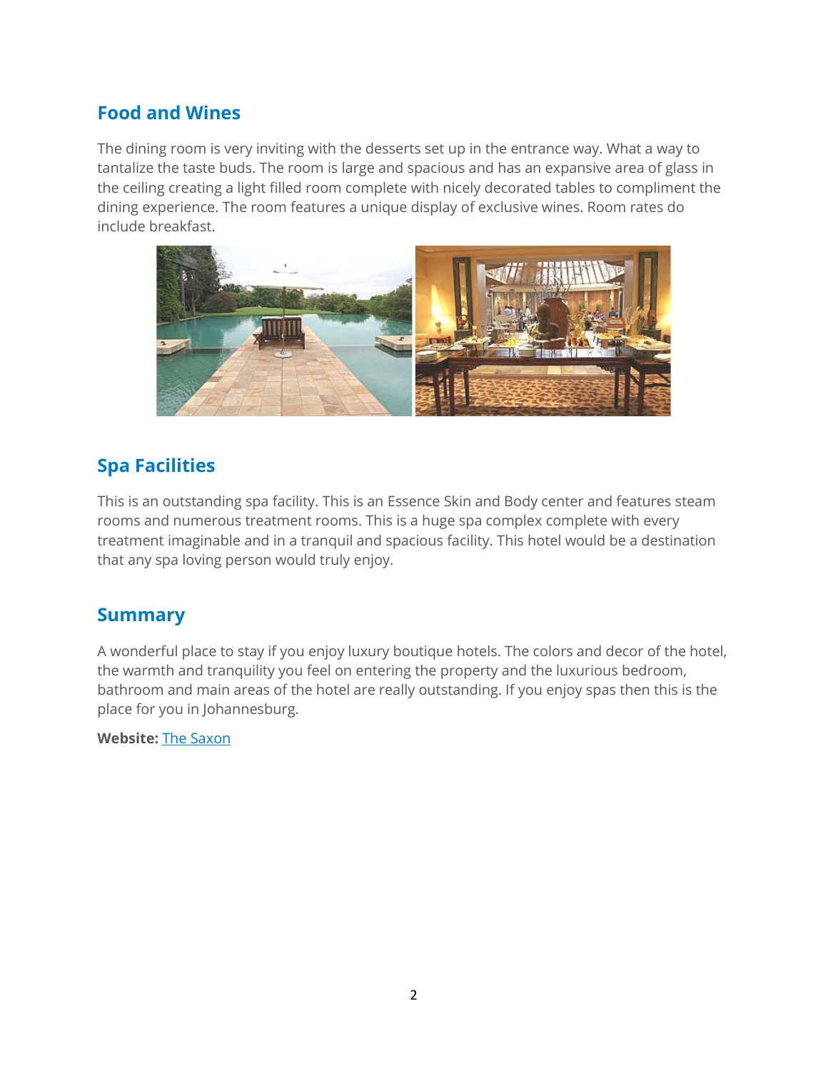## Food and Wines

The dining room is very inviting with the desserts set up in the entrance way. What a way to tantalize the taste buds. The room is large and spacious and has an expansive area of glass in the ceiling creating a light filled room complete with nicely decorated tables to compliment the dining experience. The room features a unique display of exclusive wines. Room rates do include breakfast.

## Spa Facilities

This is an outstanding spa facility. This is an Essence Skin and Body center and features steam rooms and numerous treatment rooms. This is a huge spa complex complete with every treatment imaginable and in a tranquil and spacious facility. This hotel would be a destination that any spa loving person would truly enjoy.

## Summary

A wonderful place to stay if you enjoy luxury boutique hotels. The colors and decor of the hotel, the warmth and tranquility you feel on entering the property and the luxurious bedroom, bathroom and main areas of the hotel are really outstanding. If you enjoy spas then this is the place for you in Johannesburg.

**Website:** The Saxon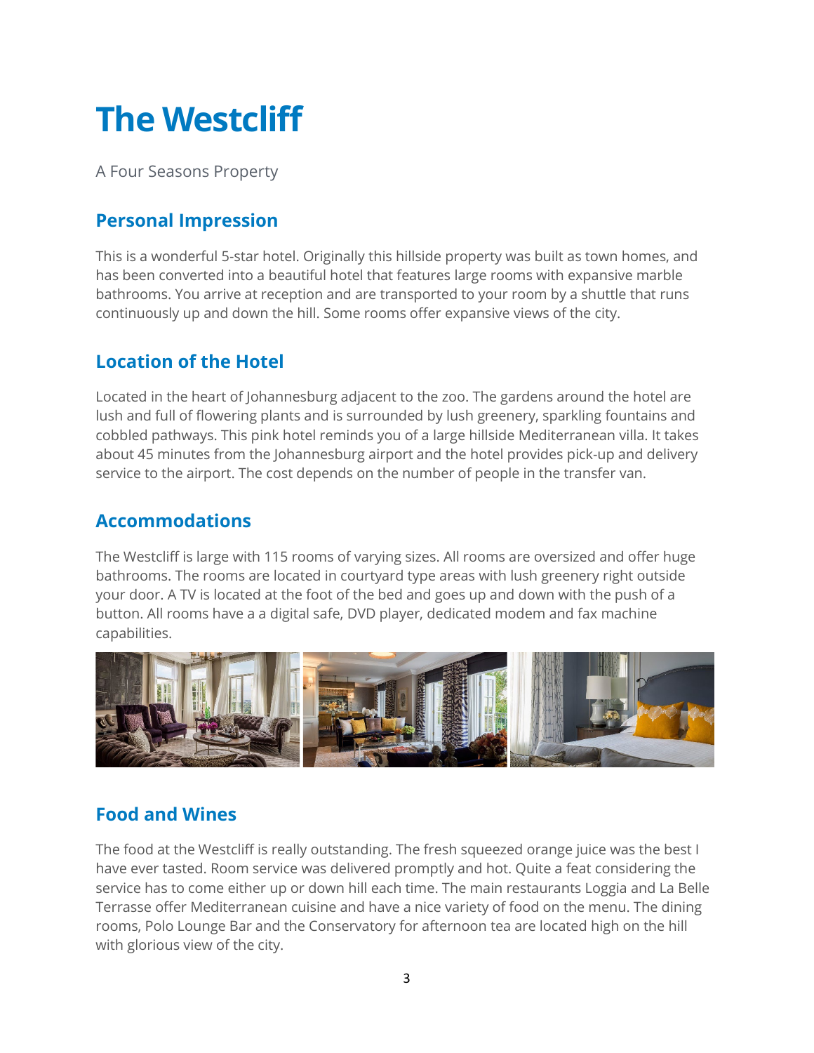# The Westcliff

A Four Seasons Property

## Personal Impression

This is a wonderful 5-star hotel. Originally this hillside property was built as town homes, and has been converted into a beautiful hotel that features large rooms with expansive marble bathrooms. You arrive at reception and are transported to your room by a shuttle that runs continuously up and down the hill. Some rooms offer expansive views of the city.

## Location of the Hotel

Located in the heart of Johannesburg adjacent to the zoo. The gardens around the hotel are lush and full of flowering plants and is surrounded by lush greenery, sparkling fountains and cobbled pathways. This pink hotel reminds you of a large hillside Mediterranean villa. It takes about 45 minutes from the Johannesburg airport and the hotel provides pick-up and delivery service to the airport. The cost depends on the number of people in the transfer van.

## Accommodations

The Westcliff is large with 115 rooms of varying sizes. All rooms are oversized and offer huge bathrooms. The rooms are located in courtyard type areas with lush greenery right outside your door. A TV is located at the foot of the bed and goes up and down with the push of a button. All rooms have a a digital safe, DVD player, dedicated modem and fax machine capabilities.

## Food and Wines

The food at the Westcliff is really outstanding. The fresh squeezed orange juice was the best I have ever tasted. Room service was delivered promptly and hot. Quite a feat considering the service has to come either up or down hill each time. The main restaurants Loggia and La Belle Terrasse offer Mediterranean cuisine and have a nice variety of food on the menu. The dining rooms, Polo Lounge Bar and the Conservatory for afternoon tea are located high on the hill with glorious view of the city.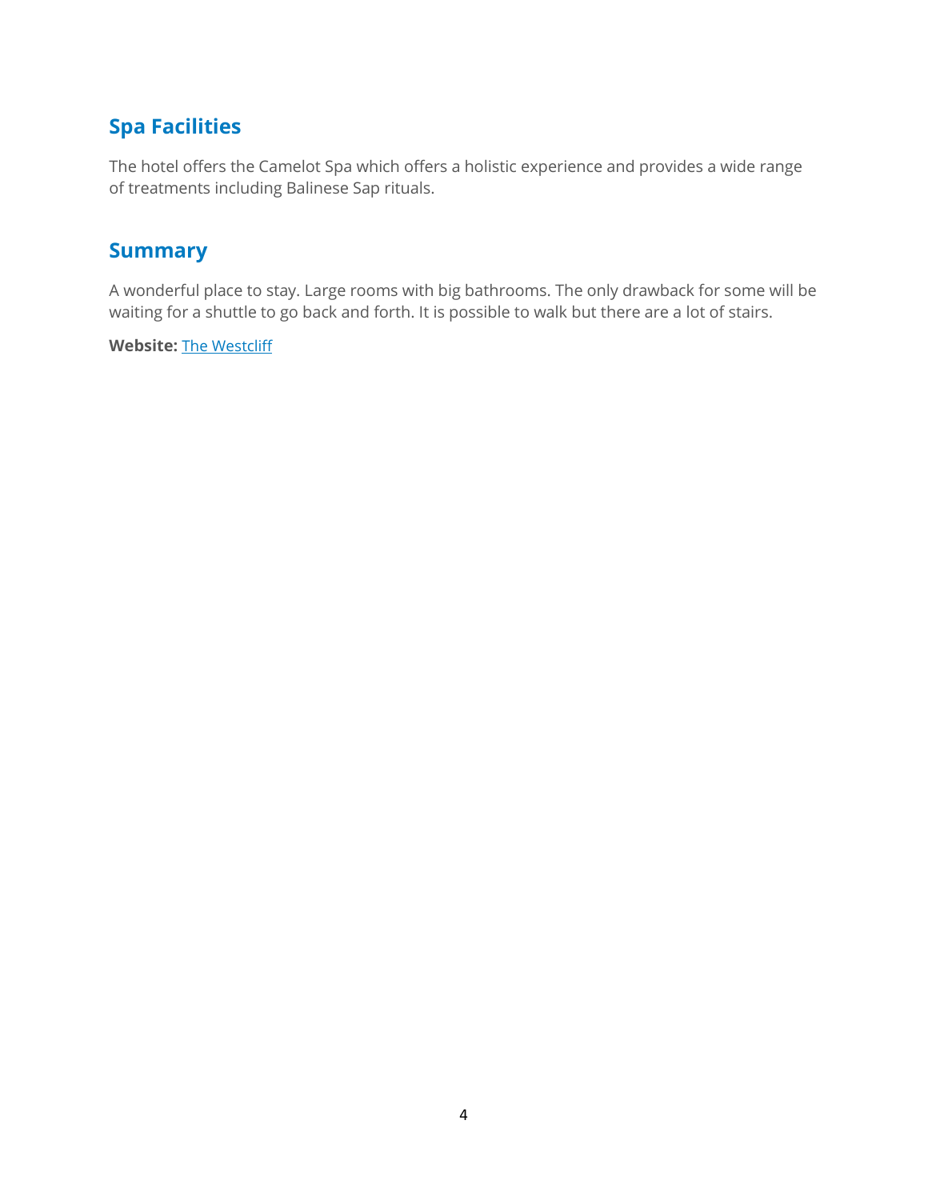## Spa Facilities

The hotel offers the Camelot Spa which offers a holistic experience and provides a wide range of treatments including Balinese Sap rituals.

## Summary

A wonderful place to stay. Large rooms with big bathrooms. The only drawback for some will be waiting for a shuttle to go back and forth. It is possible to walk but there are a lot of stairs.

**Website:** The Westcliff